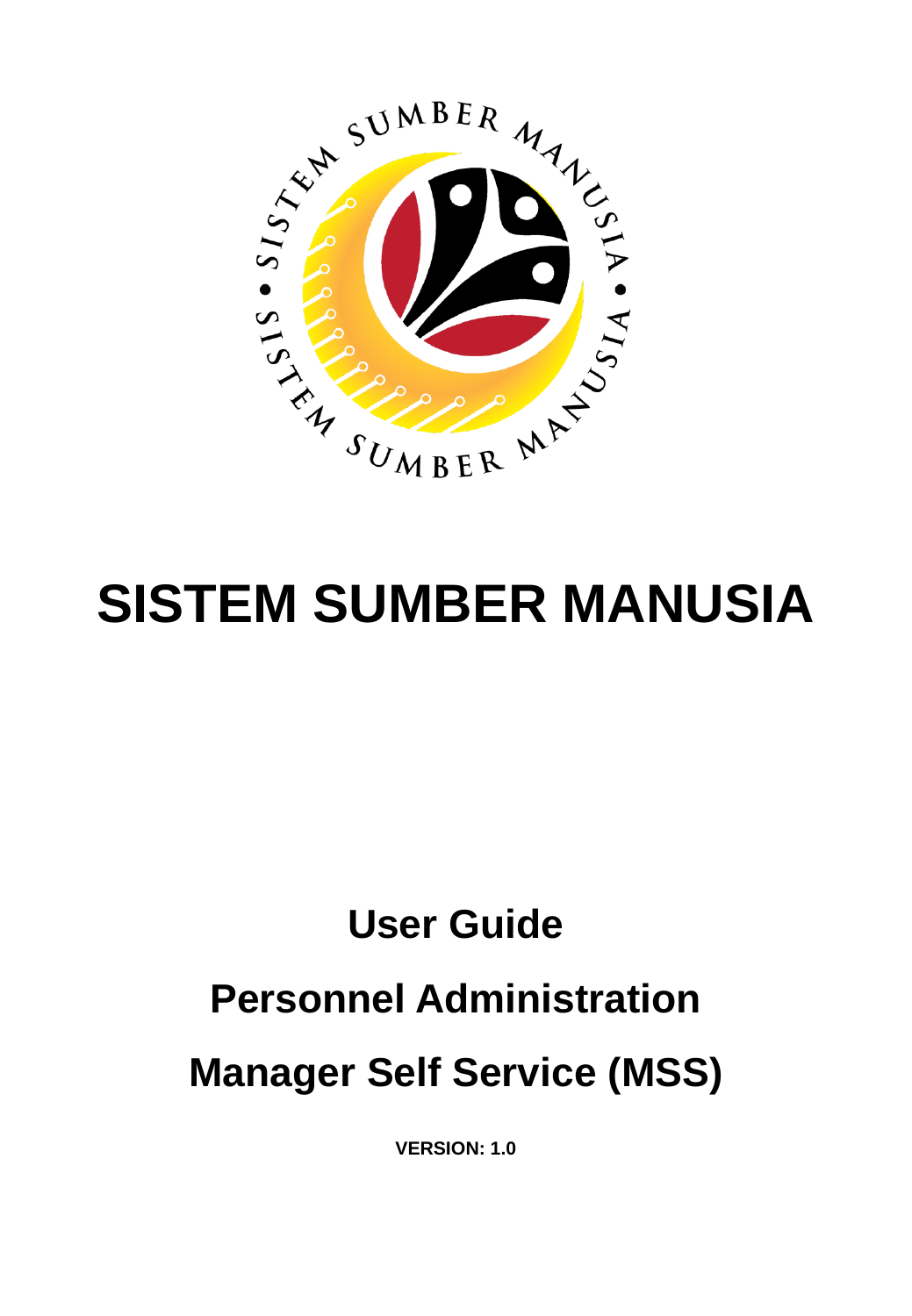# SISTEM SUMBER MANUSIA

## User Guide

## Personnel Administration

## Manager Self Service (MSS)

**VERSION: 1.0**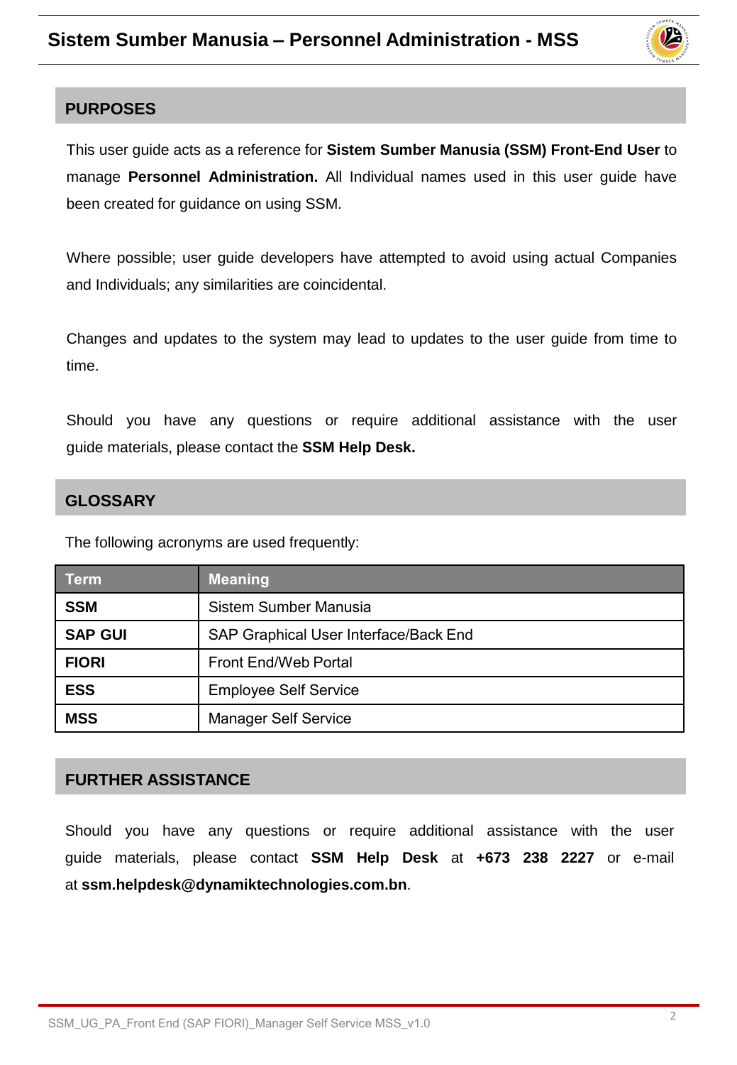## PURPOSES

This user guide acts as a reference for **Sistem Sumber Manusia (SSM) Front-End User** to manage **Personnel Administration.** All Individual names used in this user guide have been created for guidance on using SSM.

Where possible; user guide developers have attempted to avoid using actual Companies and Individuals; any similarities are coincidental.

Changes and updates to the system may lead to updates to the user guide from time to time.

Should you have any questions or require additional assistance with the user guide materials, please contact the **SSM Help Desk.**

## GLOSSARY

The following acronyms are used frequently:

| Term | Meaning |
|---|---|
| **SSM** | Sistem Sumber Manusia |
| **SAP GUI** | SAP Graphical User Interface/Back End |
| **FIORI** | Front End/Web Portal |
| **ESS** | Employee Self Service |
| **MSS** | Manager Self Service |

## FURTHER ASSISTANCE

Should you have any questions or require additional assistance with the user guide materials, please contact **SSM Help Desk** at **+673 238 2227** or e-mail at **ssm.helpdesk@dynamiktechnologies.com.bn**.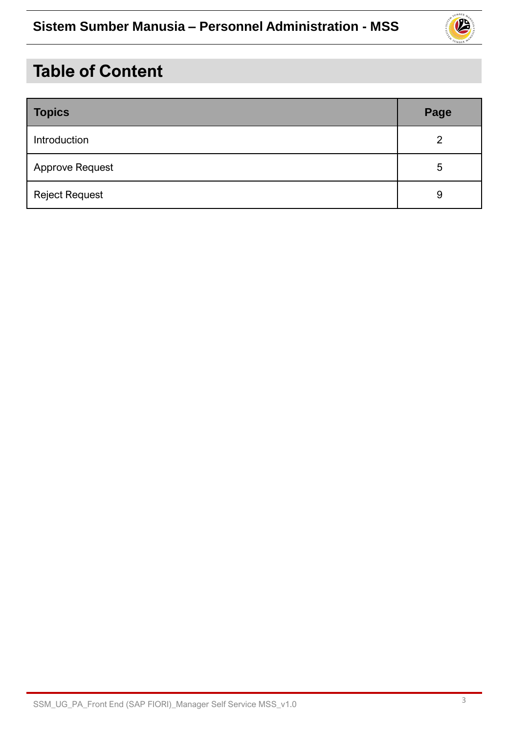# Table of Content

| Topics | Page |
| --- | --- |
| Introduction | 2 |
| Approve Request | 5 |
| Reject Request | 9 |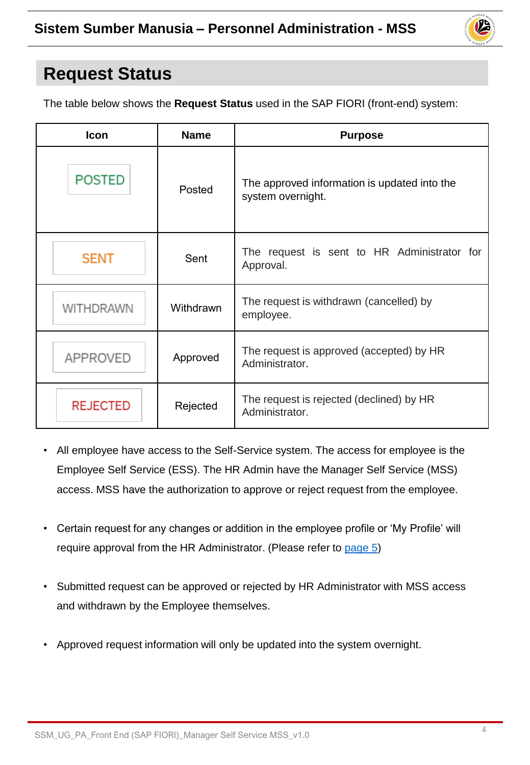## Request Status

The table below shows the **Request Status** used in the SAP FIORI (front-end) system:

| Icon | Name | Purpose |
|---|---|---|
| POSTED | Posted | The approved information is updated into the system overnight. |
| SENT | Sent | The request is sent to HR Administrator for Approval. |
| WITHDRAWN | Withdrawn | The request is withdrawn (cancelled) by employee. |
| APPROVED | Approved | The request is approved (accepted) by HR Administrator. |
| REJECTED | Rejected | The request is rejected (declined) by HR Administrator. |

- All employee have access to the Self-Service system. The access for employee is the Employee Self Service (ESS). The HR Admin have the Manager Self Service (MSS) access. MSS have the authorization to approve or reject request from the employee.
- Certain request for any changes or addition in the employee profile or 'My Profile' will require approval from the HR Administrator. (Please refer to page 5)
- Submitted request can be approved or rejected by HR Administrator with MSS access and withdrawn by the Employee themselves.
- Approved request information will only be updated into the system overnight.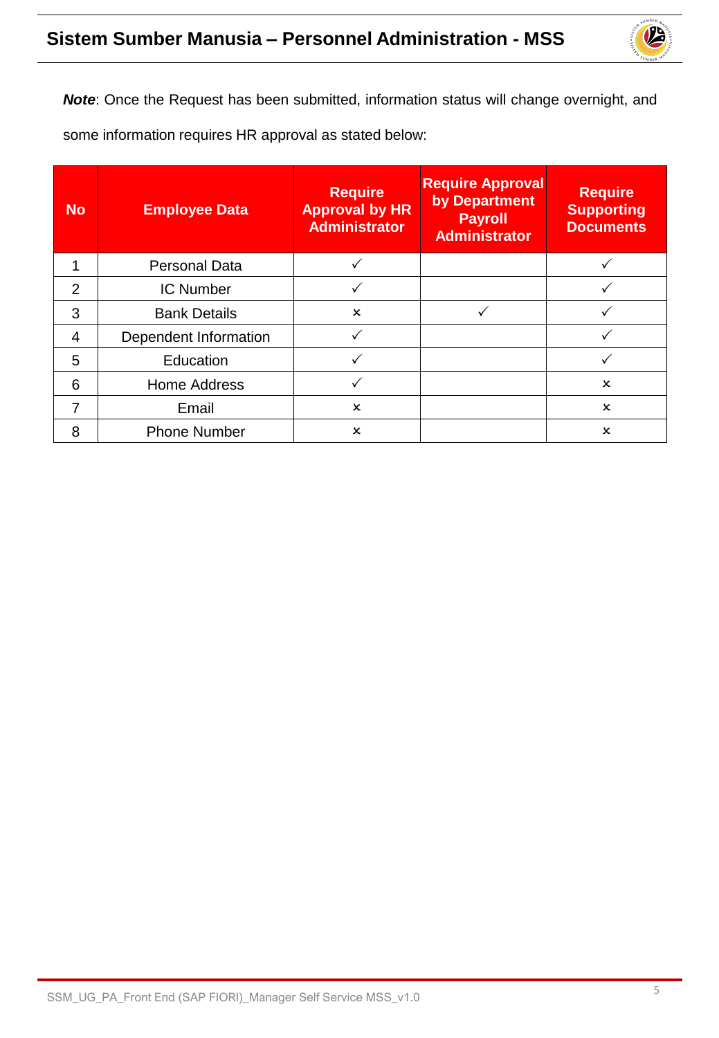***Note***: Once the Request has been submitted, information status will change overnight, and some information requires HR approval as stated below:

| No | Employee Data | Require Approval by HR Administrator | Require Approval by Department Payroll Administrator | Require Supporting Documents |
|---|---|---|---|---|
| 1 | Personal Data | ✓ | | ✓ |
| 2 | IC Number | ✓ | | ✓ |
| 3 | Bank Details | × | ✓ | ✓ |
| 4 | Dependent Information | ✓ | | ✓ |
| 5 | Education | ✓ | | ✓ |
| 6 | Home Address | ✓ | | × |
| 7 | Email | × | | × |
| 8 | Phone Number | × | | × |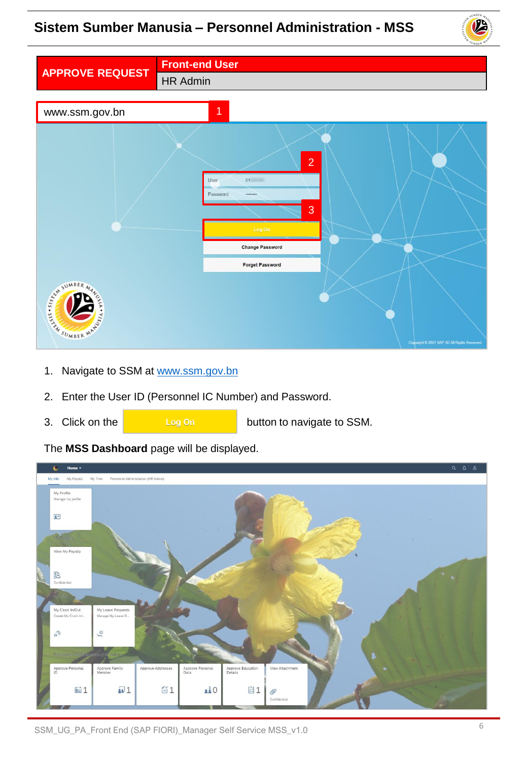| APPROVE REQUEST | Front-end User |
| --- | --- |
| | HR Admin |

www.ssm.gov.bn

1. Navigate to SSM at www.ssm.gov.bn
2. Enter the User ID (Personnel IC Number) and Password.
3. Click on the **Log On** button to navigate to SSM.

The **MSS Dashboard** page will be displayed.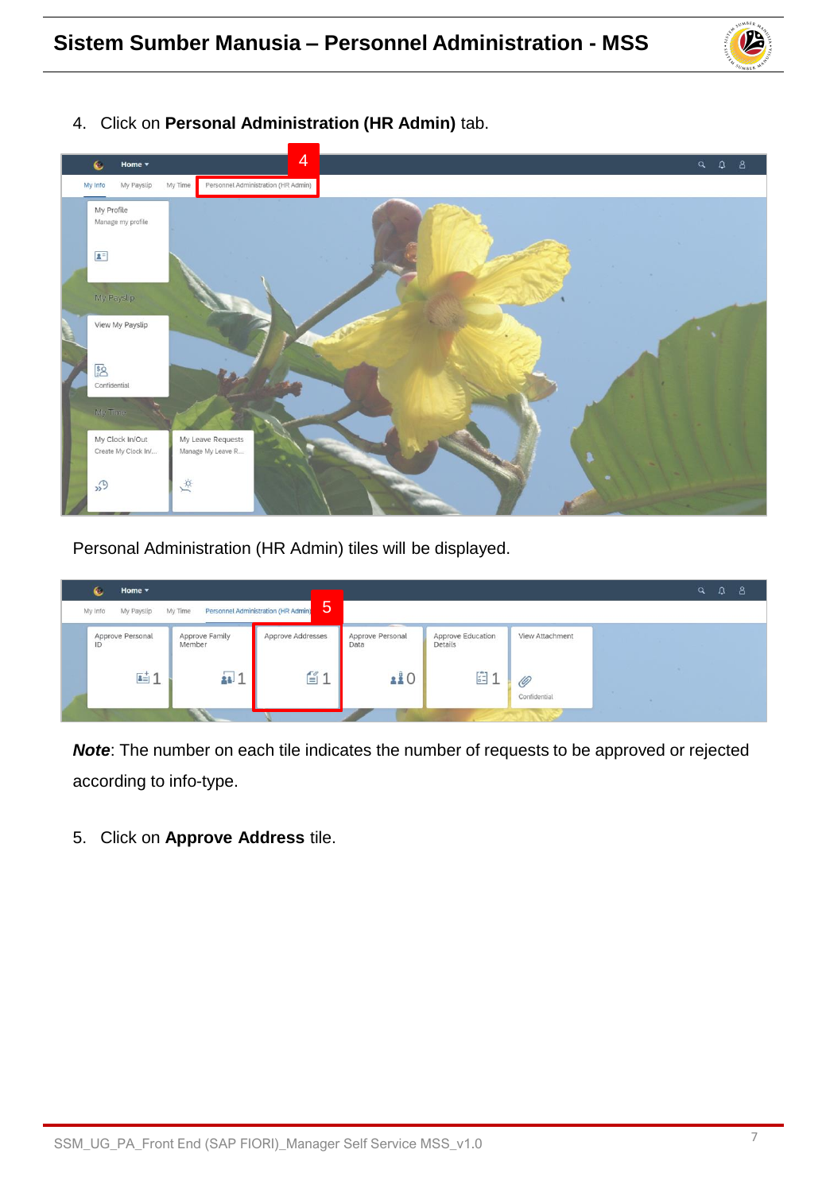4. Click on **Personal Administration (HR Admin)** tab.

Personal Administration (HR Admin) tiles will be displayed.

***Note***: The number on each tile indicates the number of requests to be approved or rejected according to info-type.

5. Click on **Approve Address** tile.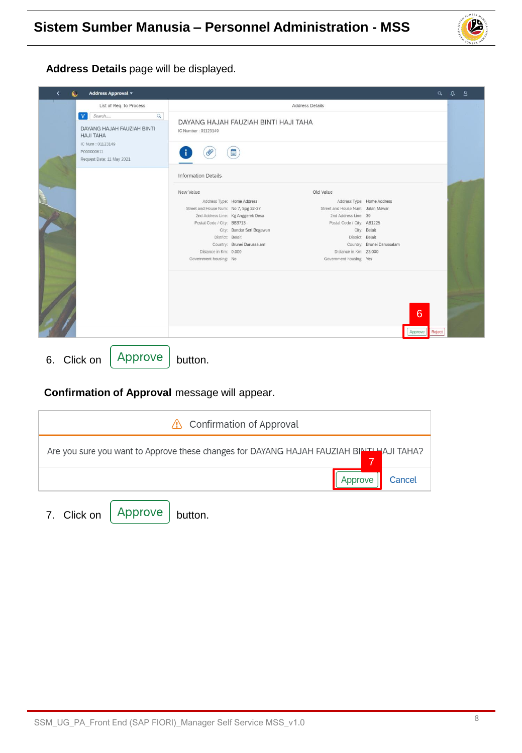**Address Details** page will be displayed.

6. Click on Approve button.

**Confirmation of Approval** message will appear.

7. Click on Approve button.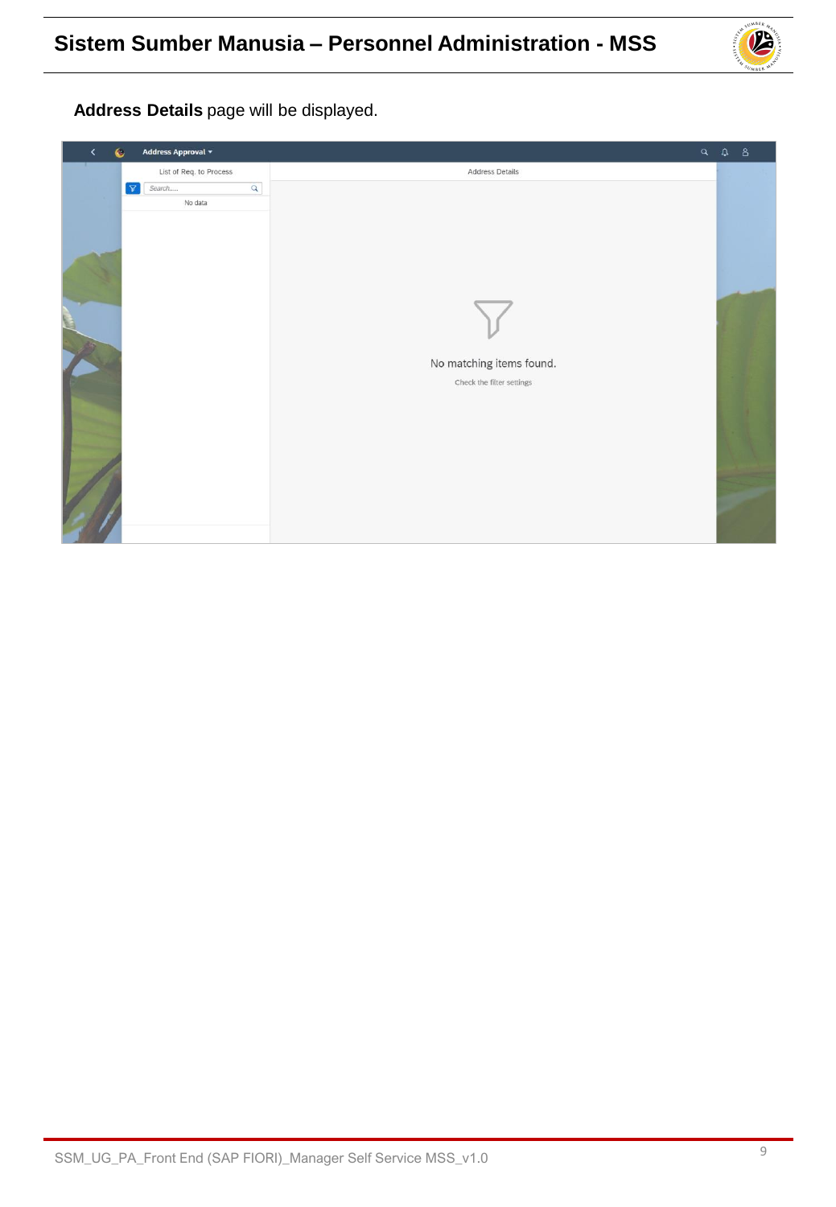**Address Details** page will be displayed.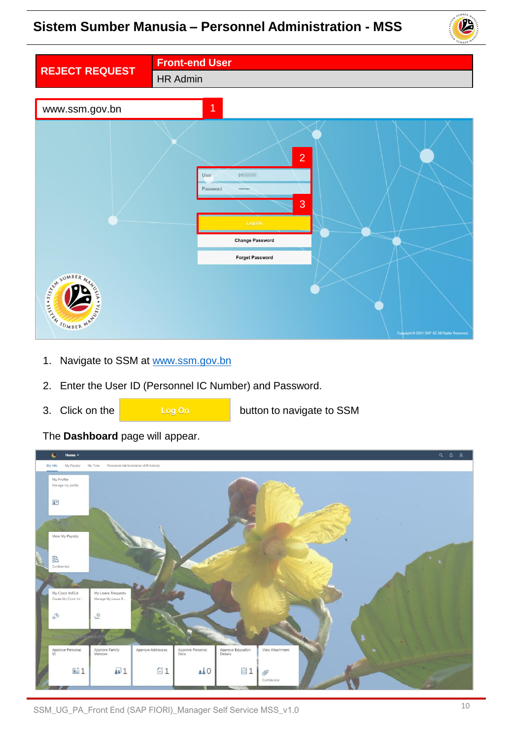| REJECT REQUEST | Front-end User |
| --- | --- |
| | HR Admin |

www.ssm.gov.bn

1. Navigate to SSM at www.ssm.gov.bn
2. Enter the User ID (Personnel IC Number) and Password.
3. Click on the **Log On** button to navigate to SSM

The **Dashboard** page will appear.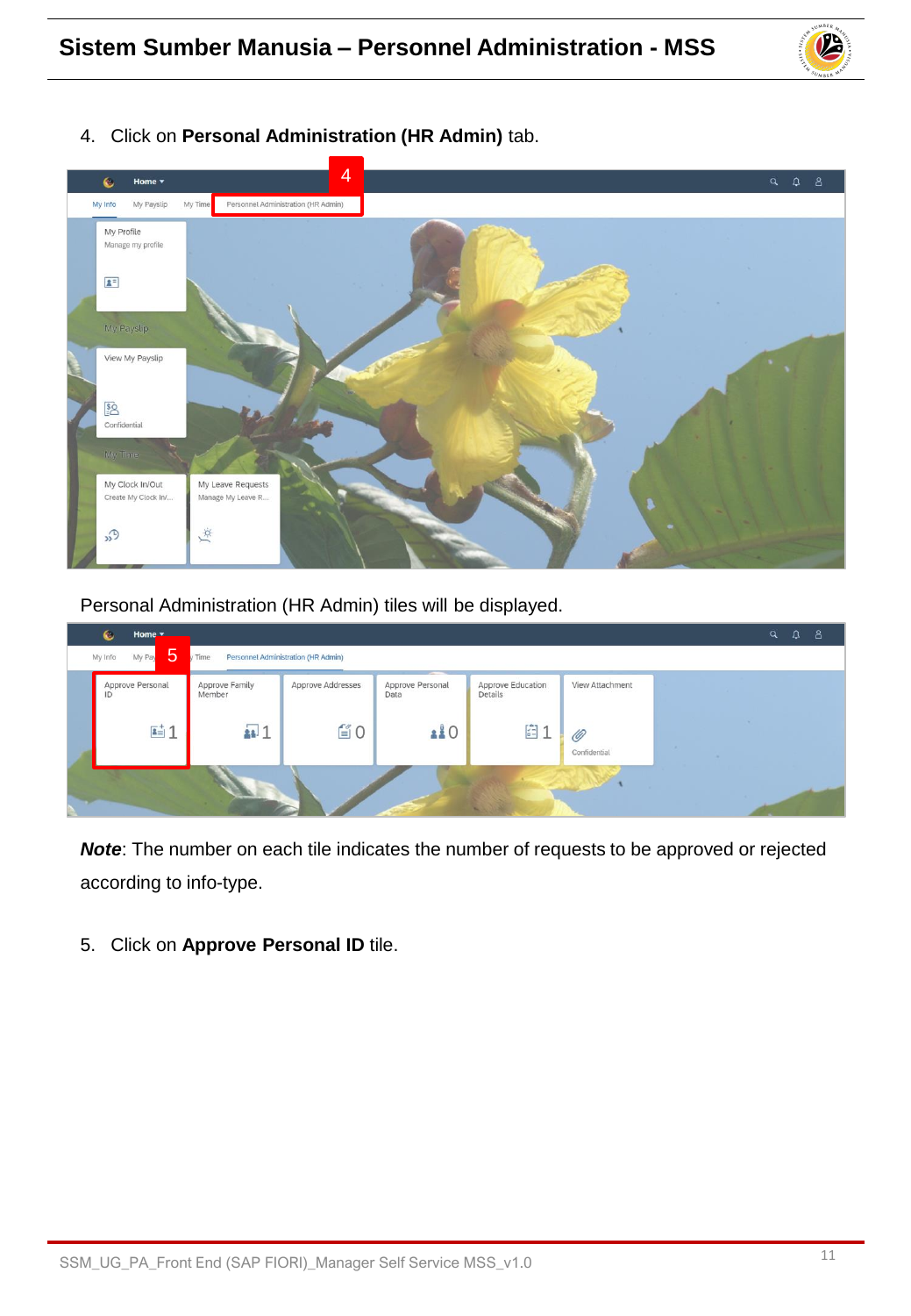4. Click on **Personal Administration (HR Admin)** tab.

Personal Administration (HR Admin) tiles will be displayed.

***Note***: The number on each tile indicates the number of requests to be approved or rejected according to info-type.

5. Click on **Approve Personal ID** tile.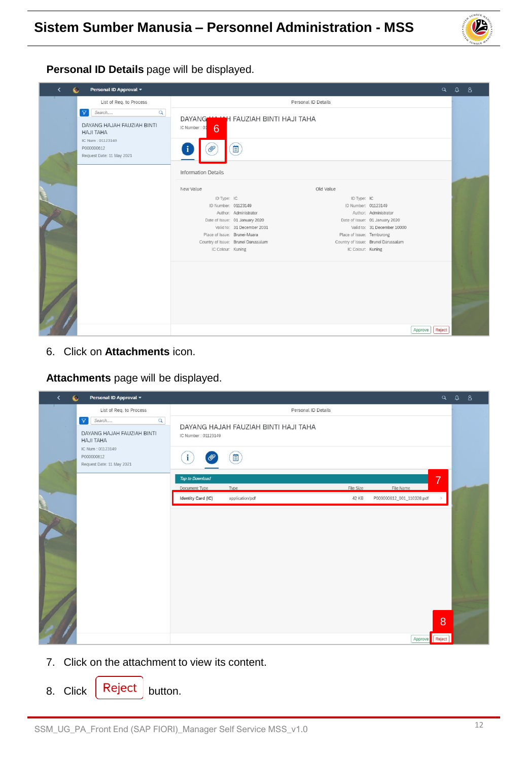**Personal ID Details** page will be displayed.

6. Click on **Attachments** icon.

**Attachments** page will be displayed.

7. Click on the attachment to view its content.

8. Click Reject button.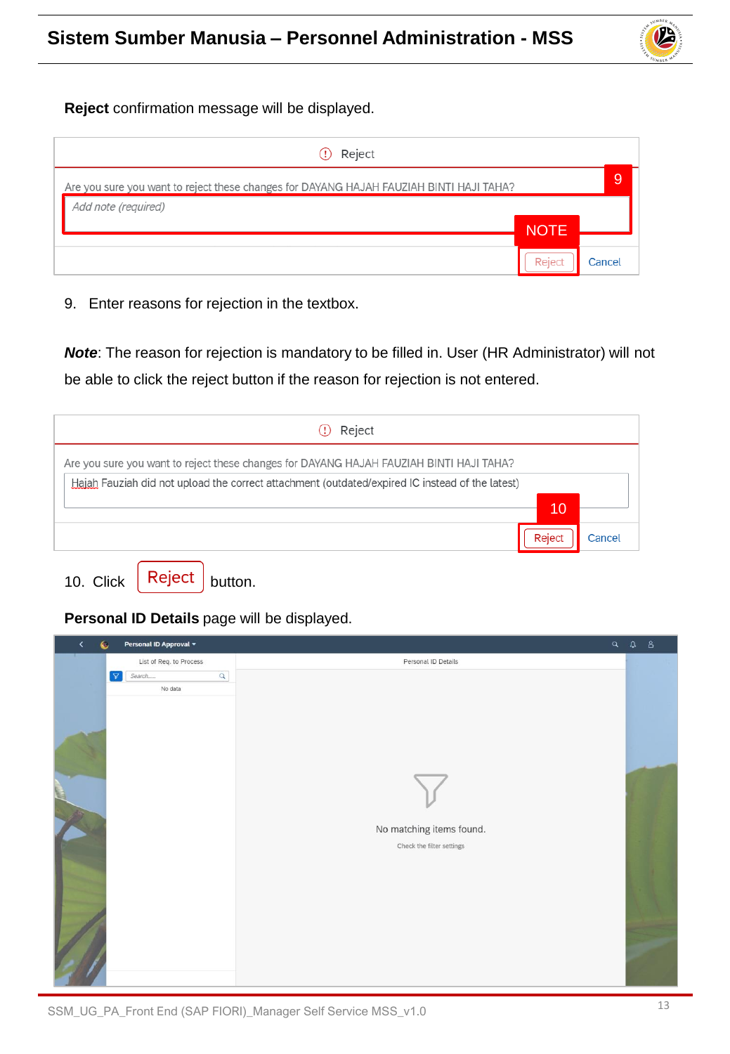**Reject** confirmation message will be displayed.

9. Enter reasons for rejection in the textbox.

***Note***: The reason for rejection is mandatory to be filled in. User (HR Administrator) will not be able to click the reject button if the reason for rejection is not entered.

10. Click Reject button.

**Personal ID Details** page will be displayed.